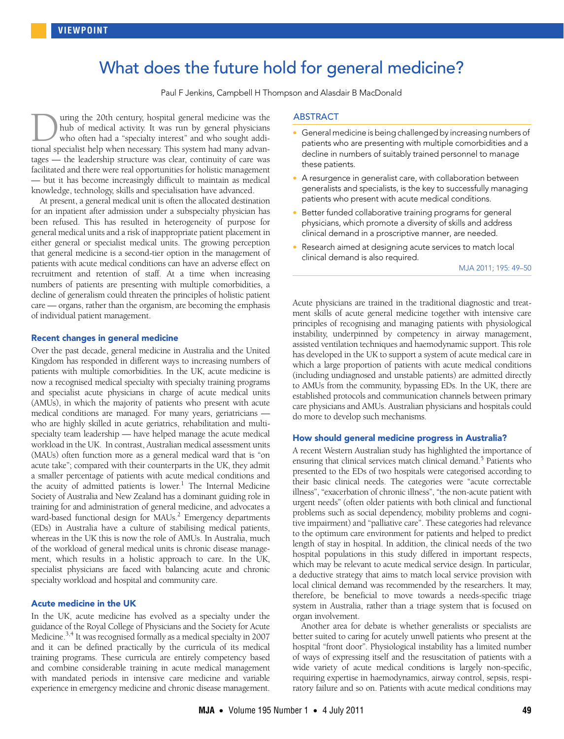VIEWPOINT

# What does the future hold for general medicine?

Paul F Jenkins, Campbell H Thompson and Alasdair B MacDonald

## ABSTRACT

- General medicine is being challenged by increasing numbers of patients who are presenting with multiple comorbidities and a decline in numbers of suitably trained personnel to manage these patients.
- A resurgence in generalist care, with collaboration between generalists and specialists, is the key to successfully managing patients who present with acute medical conditions.
- Better funded collaborative training programs for general physicians, which promote a diversity of skills and address clinical demand in a proscriptive manner, are needed.
- Research aimed at designing acute services to match local clinical demand is also required.

MJA 2011; 195: 49–50

During the 20th century, hospital general medicine was the hub of medical activity. It was run by general physicians who often had a "specialty interest" and who sought additional specialist help when necessary. This system had many advantages — the leadership structure was clear, continuity of care was facilitated and there were real opportunities for holistic management — but it has become increasingly difficult to maintain as medical knowledge, technology, skills and specialisation have advanced.

At present, a general medical unit is often the allocated destination for an inpatient after admission under a subspecialty physician has been refused. This has resulted in heterogeneity of purpose for general medical units and a risk of inappropriate patient placement in either general or specialist medical units. The growing perception that general medicine is a second-tier option in the management of patients with acute medical conditions can have an adverse effect on recruitment and retention of staff. At a time when increasing numbers of patients are presenting with multiple comorbidities, a decline of generalism could threaten the principles of holistic patient care — organs, rather than the organism, are becoming the emphasis of individual patient management.

### Recent changes in general medicine

Over the past decade, general medicine in Australia and the United Kingdom has responded in different ways to increasing numbers of patients with multiple comorbidities. In the UK, acute medicine is now a recognised medical specialty with specialty training programs and specialist acute physicians in charge of acute medical units (AMUs), in which the majority of patients who present with acute medical conditions are managed. For many years, geriatricians — who are highly skilled in acute geriatrics, rehabilitation and multispecialty team leadership — have helped manage the acute medical workload in the UK. In contrast, Australian medical assessment units (MAUs) often function more as a general medical ward that is "on acute take"; compared with their counterparts in the UK, they admit a smaller percentage of patients with acute medical conditions and the acuity of admitted patients is lower.[1] The Internal Medicine Society of Australia and New Zealand has a dominant guiding role in training for and administration of general medicine, and advocates a ward-based functional design for MAUs.[2] Emergency departments (EDs) in Australia have a culture of stabilising medical patients, whereas in the UK this is now the role of AMUs. In Australia, much of the workload of general medical units is chronic disease management, which results in a holistic approach to care. In the UK, specialist physicians are faced with balancing acute and chronic specialty workload and hospital and community care.

### Acute medicine in the UK

In the UK, acute medicine has evolved as a specialty under the guidance of the Royal College of Physicians and the Society for Acute Medicine.[3,4] It was recognised formally as a medical specialty in 2007 and it can be defined practically by the curricula of its medical training programs. These curricula are entirely competency based and combine considerable training in acute medical management with mandated periods in intensive care medicine and variable experience in emergency medicine and chronic disease management.

Acute physicians are trained in the traditional diagnostic and treatment skills of acute general medicine together with intensive care principles of recognising and managing patients with physiological instability, underpinned by competency in airway management, assisted ventilation techniques and haemodynamic support. This role has developed in the UK to support a system of acute medical care in which a large proportion of patients with acute medical conditions (including undiagnosed and unstable patients) are admitted directly to AMUs from the community, bypassing EDs. In the UK, there are established protocols and communication channels between primary care physicians and AMUs. Australian physicians and hospitals could do more to develop such mechanisms.

### How should general medicine progress in Australia?

A recent Western Australian study has highlighted the importance of ensuring that clinical services match clinical demand.[5] Patients who presented to the EDs of two hospitals were categorised according to their basic clinical needs. The categories were "acute correctable illness", "exacerbation of chronic illness", "the non-acute patient with urgent needs" (often older patients with both clinical and functional problems such as social dependency, mobility problems and cognitive impairment) and "palliative care". These categories had relevance to the optimum care environment for patients and helped to predict length of stay in hospital. In addition, the clinical needs of the two hospital populations in this study differed in important respects, which may be relevant to acute medical service design. In particular, a deductive strategy that aims to match local service provision with local clinical demand was recommended by the researchers. It may, therefore, be beneficial to move towards a needs-specific triage system in Australia, rather than a triage system that is focused on organ involvement.

Another area for debate is whether generalists or specialists are better suited to caring for acutely unwell patients who present at the hospital "front door". Physiological instability has a limited number of ways of expressing itself and the resuscitation of patients with a wide variety of acute medical conditions is largely non-specific, requiring expertise in haemodynamics, airway control, sepsis, respiratory failure and so on. Patients with acute medical conditions may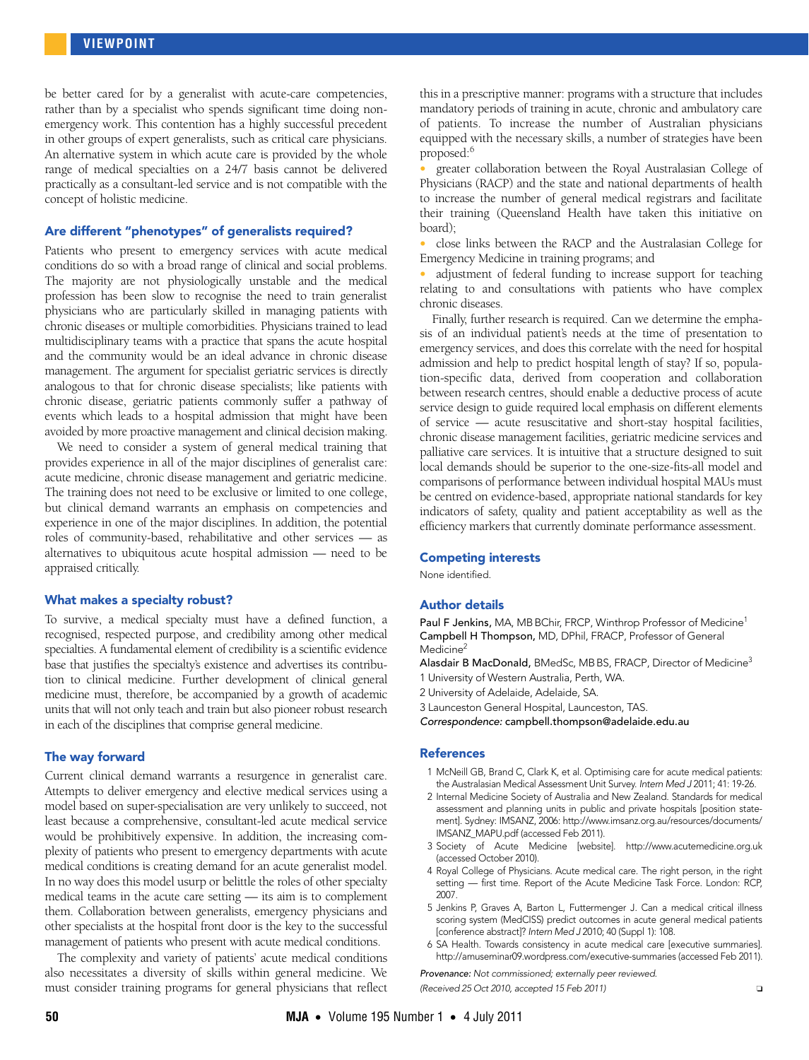be better cared for by a generalist with acute-care competencies, rather than by a specialist who spends significant time doing non-emergency work. This contention has a highly successful precedent in other groups of expert generalists, such as critical care physicians. An alternative system in which acute care is provided by the whole range of medical specialties on a 24/7 basis cannot be delivered practically as a consultant-led service and is not compatible with the concept of holistic medicine.

## Are different "phenotypes" of generalists required?

Patients who present to emergency services with acute medical conditions do so with a broad range of clinical and social problems. The majority are not physiologically unstable and the medical profession has been slow to recognise the need to train generalist physicians who are particularly skilled in managing patients with chronic diseases or multiple comorbidities. Physicians trained to lead multidisciplinary teams with a practice that spans the acute hospital and the community would be an ideal advance in chronic disease management. The argument for specialist geriatric services is directly analogous to that for chronic disease specialists; like patients with chronic disease, geriatric patients commonly suffer a pathway of events which leads to a hospital admission that might have been avoided by more proactive management and clinical decision making.

We need to consider a system of general medical training that provides experience in all of the major disciplines of generalist care: acute medicine, chronic disease management and geriatric medicine. The training does not need to be exclusive or limited to one college, but clinical demand warrants an emphasis on competencies and experience in one of the major disciplines. In addition, the potential roles of community-based, rehabilitative and other services — as alternatives to ubiquitous acute hospital admission — need to be appraised critically.

## What makes a specialty robust?

To survive, a medical specialty must have a defined function, a recognised, respected purpose, and credibility among other medical specialties. A fundamental element of credibility is a scientific evidence base that justifies the specialty's existence and advertises its contribution to clinical medicine. Further development of clinical general medicine must, therefore, be accompanied by a growth of academic units that will not only teach and train but also pioneer robust research in each of the disciplines that comprise general medicine.

## The way forward

Current clinical demand warrants a resurgence in generalist care. Attempts to deliver emergency and elective medical services using a model based on super-specialisation are very unlikely to succeed, not least because a comprehensive, consultant-led acute medical service would be prohibitively expensive. In addition, the increasing complexity of patients who present to emergency departments with acute medical conditions is creating demand for an acute generalist model. In no way does this model usurp or belittle the roles of other specialty medical teams in the acute care setting — its aim is to complement them. Collaboration between generalists, emergency physicians and other specialists at the hospital front door is the key to the successful management of patients who present with acute medical conditions.

The complexity and variety of patients' acute medical conditions also necessitates a diversity of skills within general medicine. We must consider training programs for general physicians that reflect this in a prescriptive manner: programs with a structure that includes mandatory periods of training in acute, chronic and ambulatory care of patients. To increase the number of Australian physicians equipped with the necessary skills, a number of strategies have been proposed:[6]

- greater collaboration between the Royal Australasian College of Physicians (RACP) and the state and national departments of health to increase the number of general medical registrars and facilitate their training (Queensland Health have taken this initiative on board);
- close links between the RACP and the Australasian College for Emergency Medicine in training programs; and
- adjustment of federal funding to increase support for teaching relating to and consultations with patients who have complex chronic diseases.

Finally, further research is required. Can we determine the emphasis of an individual patient's needs at the time of presentation to emergency services, and does this correlate with the need for hospital admission and help to predict hospital length of stay? If so, population-specific data, derived from cooperation and collaboration between research centres, should enable a deductive process of acute service design to guide required local emphasis on different elements of service — acute resuscitative and short-stay hospital facilities, chronic disease management facilities, geriatric medicine services and palliative care services. It is intuitive that a structure designed to suit local demands should be superior to the one-size-fits-all model and comparisons of performance between individual hospital MAUs must be centred on evidence-based, appropriate national standards for key indicators of safety, quality and patient acceptability as well as the efficiency markers that currently dominate performance assessment.

## Competing interests

None identified.

## Author details

**Paul F Jenkins**, MA, MB BChir, FRCP, Winthrop Professor of Medicine[1]
**Campbell H Thompson**, MD, DPhil, FRACP, Professor of General Medicine[2]
**Alasdair B MacDonald**, BMedSc, MB BS, FRACP, Director of Medicine[3]

1 University of Western Australia, Perth, WA.
2 University of Adelaide, Adelaide, SA.
3 Launceston General Hospital, Launceston, TAS.

*Correspondence:* campbell.thompson@adelaide.edu.au

## References

1 McNeill GB, Brand C, Clark K, et al. Optimising care for acute medical patients: the Australasian Medical Assessment Unit Survey. *Intern Med J* 2011; 41: 19-26.
2 Internal Medicine Society of Australia and New Zealand. Standards for medical assessment and planning units in public and private hospitals [position statement]. Sydney: IMSANZ, 2006: http://www.imsanz.org.au/resources/documents/IMSANZ_MAPU.pdf (accessed Feb 2011).
3 Society of Acute Medicine [website]. http://www.acutemedicine.org.uk (accessed October 2010).
4 Royal College of Physicians. Acute medical care. The right person, in the right setting — first time. Report of the Acute Medicine Task Force. London: RCP, 2007.
5 Jenkins P, Graves A, Barton L, Futtermenger J. Can a medical critical illness scoring system (MedCISS) predict outcomes in acute general medical patients [conference abstract]? *Intern Med J* 2010; 40 (Suppl 1): 108.
6 SA Health. Towards consistency in acute medical care [executive summaries]. http://amuseminar09.wordpress.com/executive-summaries (accessed Feb 2011).

*Provenance: Not commissioned; externally peer reviewed.*
*(Received 25 Oct 2010, accepted 15 Feb 2011)*